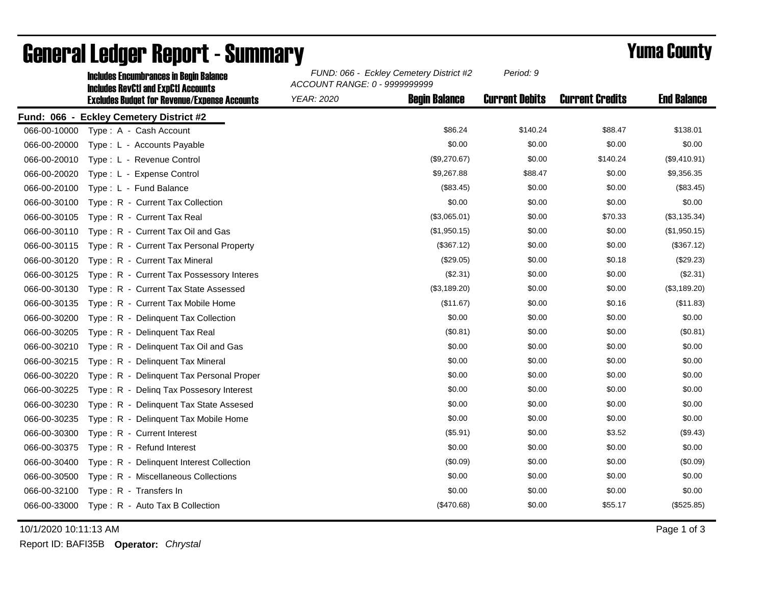# General Ledger Report - Summary

## Yuma County

**Includes Encumbrances in Begin Balance**
**Includes RevCtl and ExpCtl Accounts**
**Excludes Budget for Revenue/Expense Accounts**

*FUND: 066 - Eckley Cemetery District #2*
*ACCOUNT RANGE: 0 - 9999999999*
*YEAR: 2020*
*Period: 9*

**Fund: 066 - Eckley Cemetery District #2**

| Account | Description | Begin Balance | Current Debits | Current Credits | End Balance |
|---|---|---|---|---|---|
| 066-00-10000 | Type : A - Cash Account | $86.24 | $140.24 | $88.47 | $138.01 |
| 066-00-20000 | Type : L - Accounts Payable | $0.00 | $0.00 | $0.00 | $0.00 |
| 066-00-20010 | Type : L - Revenue Control | ($9,270.67) | $0.00 | $140.24 | ($9,410.91) |
| 066-00-20020 | Type : L - Expense Control | $9,267.88 | $88.47 | $0.00 | $9,356.35 |
| 066-00-20100 | Type : L - Fund Balance | ($83.45) | $0.00 | $0.00 | ($83.45) |
| 066-00-30100 | Type : R - Current Tax Collection | $0.00 | $0.00 | $0.00 | $0.00 |
| 066-00-30105 | Type : R - Current Tax Real | ($3,065.01) | $0.00 | $70.33 | ($3,135.34) |
| 066-00-30110 | Type : R - Current Tax Oil and Gas | ($1,950.15) | $0.00 | $0.00 | ($1,950.15) |
| 066-00-30115 | Type : R - Current Tax Personal Property | ($367.12) | $0.00 | $0.00 | ($367.12) |
| 066-00-30120 | Type : R - Current Tax Mineral | ($29.05) | $0.00 | $0.18 | ($29.23) |
| 066-00-30125 | Type : R - Current Tax Possessory Interes | ($2.31) | $0.00 | $0.00 | ($2.31) |
| 066-00-30130 | Type : R - Current Tax State Assessed | ($3,189.20) | $0.00 | $0.00 | ($3,189.20) |
| 066-00-30135 | Type : R - Current Tax Mobile Home | ($11.67) | $0.00 | $0.16 | ($11.83) |
| 066-00-30200 | Type : R - Delinquent Tax Collection | $0.00 | $0.00 | $0.00 | $0.00 |
| 066-00-30205 | Type : R - Delinquent Tax Real | ($0.81) | $0.00 | $0.00 | ($0.81) |
| 066-00-30210 | Type : R - Delinquent Tax Oil and Gas | $0.00 | $0.00 | $0.00 | $0.00 |
| 066-00-30215 | Type : R - Delinquent Tax Mineral | $0.00 | $0.00 | $0.00 | $0.00 |
| 066-00-30220 | Type : R - Delinquent Tax Personal Proper | $0.00 | $0.00 | $0.00 | $0.00 |
| 066-00-30225 | Type : R - Delinq Tax Possesory Interest | $0.00 | $0.00 | $0.00 | $0.00 |
| 066-00-30230 | Type : R - Delinquent Tax State Assesed | $0.00 | $0.00 | $0.00 | $0.00 |
| 066-00-30235 | Type : R - Delinquent Tax Mobile Home | $0.00 | $0.00 | $0.00 | $0.00 |
| 066-00-30300 | Type : R - Current Interest | ($5.91) | $0.00 | $3.52 | ($9.43) |
| 066-00-30375 | Type : R - Refund Interest | $0.00 | $0.00 | $0.00 | $0.00 |
| 066-00-30400 | Type : R - Delinquent Interest Collection | ($0.09) | $0.00 | $0.00 | ($0.09) |
| 066-00-30500 | Type : R - Miscellaneous Collections | $0.00 | $0.00 | $0.00 | $0.00 |
| 066-00-32100 | Type : R - Transfers In | $0.00 | $0.00 | $0.00 | $0.00 |
| 066-00-33000 | Type : R - Auto Tax B Collection | ($470.68) | $0.00 | $55.17 | ($525.85) |

10/1/2020 10:11:13 AM

Report ID: BAFI35B **Operator:** *Chrystal*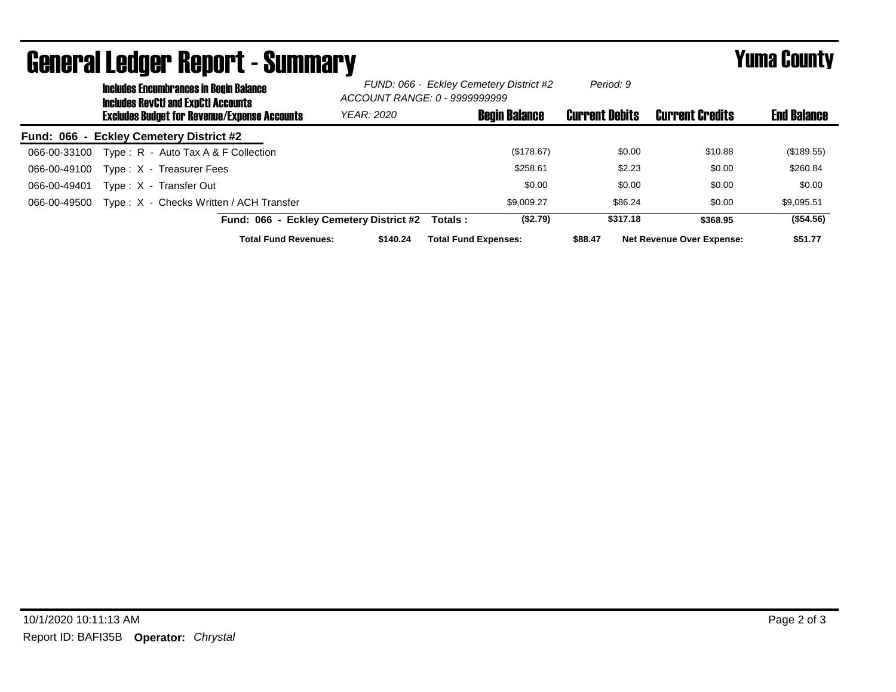# General Ledger Report - Summary

**Yuma County**

**Includes Encumbrances in Begin Balance**
**Includes RevCtl and ExpCtl Accounts**
**Excludes Budget for Revenue/Expense Accounts**

*FUND: 066 - Eckley Cemetery District #2*
*ACCOUNT RANGE: 0 - 9999999999*
*YEAR: 2020*
*Period: 9*

**Fund: 066 - Eckley Cemetery District #2**

| Account | Description | Begin Balance | Current Debits | Current Credits | End Balance |
|---|---|---|---|---|---|
| 066-00-33100 | Type : R - Auto Tax A & F Collection | ($178.67) | $0.00 | $10.88 | ($189.55) |
| 066-00-49100 | Type : X - Treasurer Fees | $258.61 | $2.23 | $0.00 | $260.84 |
| 066-00-49401 | Type : X - Transfer Out | $0.00 | $0.00 | $0.00 | $0.00 |
| 066-00-49500 | Type : X - Checks Written / ACH Transfer | $9,009.27 | $86.24 | $0.00 | $9,095.51 |
| | **Fund: 066 - Eckley Cemetery District #2 Totals :** | **($2.79)** | **$317.18** | **$368.95** | **($54.56)** |

**Total Fund Revenues:** **$140.24** **Total Fund Expenses:** **$88.47** **Net Revenue Over Expense:** **$51.77**

10/1/2020 10:11:13 AM

Report ID: BAFI35B **Operator:** *Chrystal*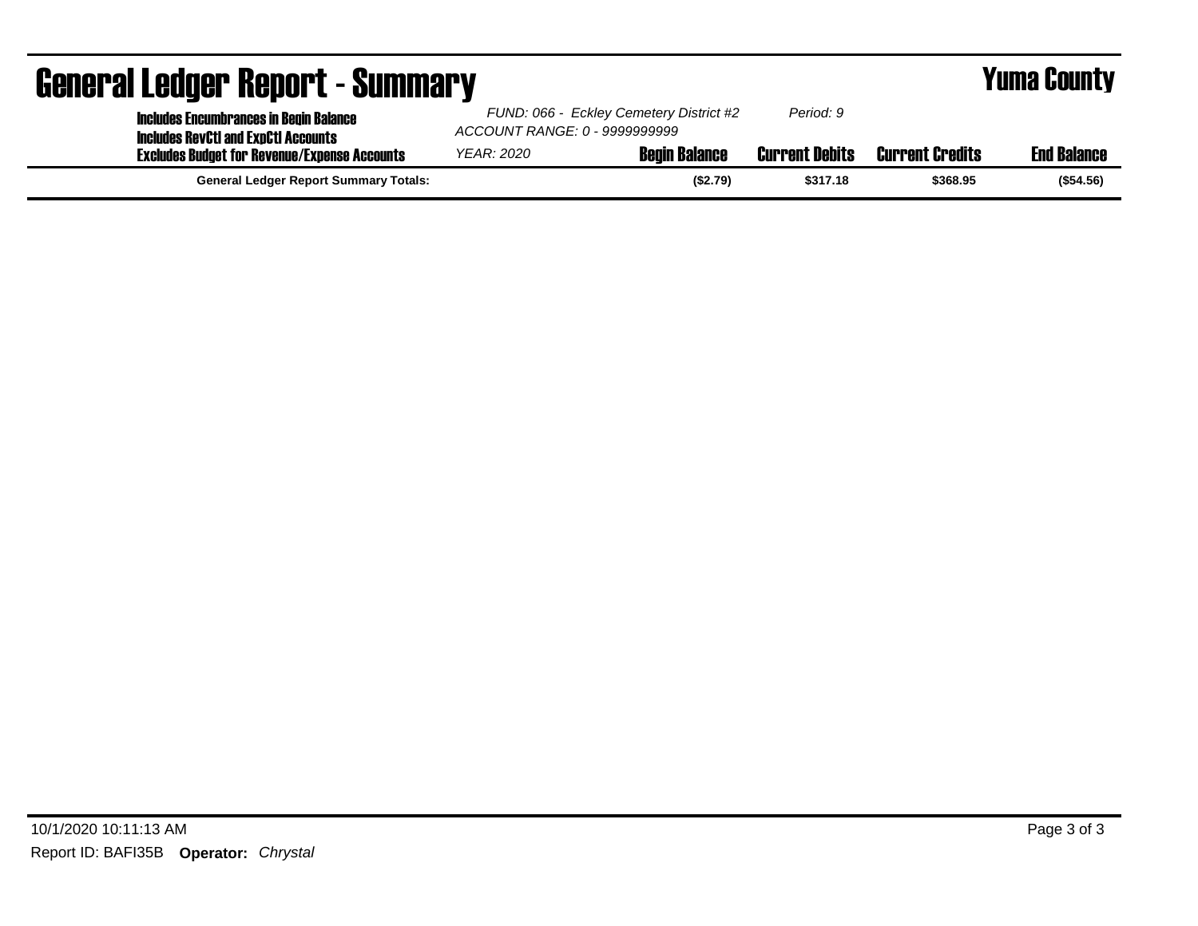# General Ledger Report - Summary

**Yuma County**

**Includes Encumbrances in Begin Balance**
**Includes RevCtl and ExpCtl Accounts**
**Excludes Budget for Revenue/Expense Accounts**

*FUND: 066 - Eckley Cemetery District #2*
*ACCOUNT RANGE: 0 - 9999999999*
*YEAR: 2020*
*Period: 9*

| | Begin Balance | Current Debits | Current Credits | End Balance |
|---|---|---|---|---|
| **General Ledger Report Summary Totals:** | **($2.79)** | **$317.18** | **$368.95** | **($54.56)** |

10/1/2020 10:11:13 AM

Report ID: BAFI35B **Operator:** *Chrystal*